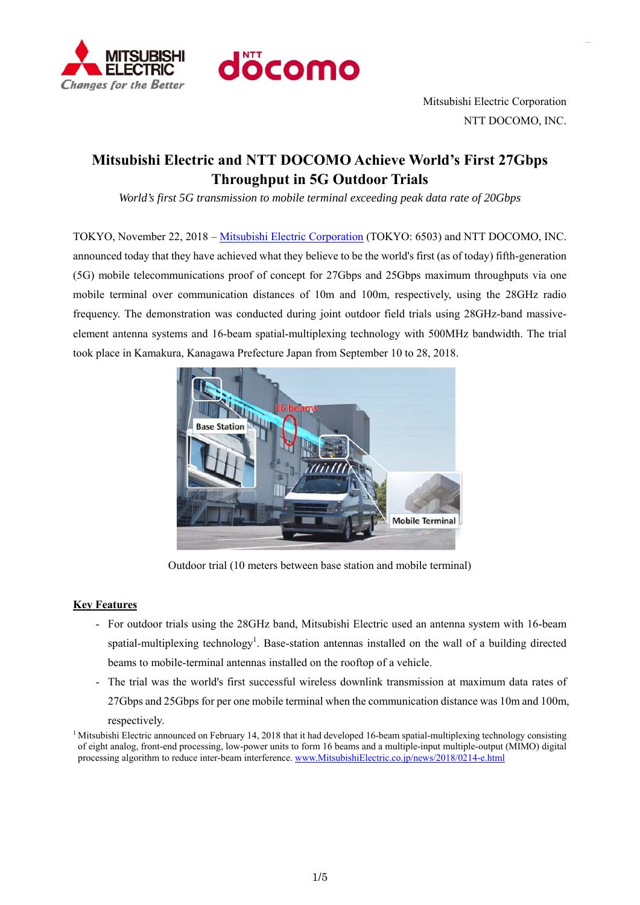Mitsubishi Electric Corporation
NTT DOCOMO, INC.

# Mitsubishi Electric and NTT DOCOMO Achieve World's First 27Gbps Throughput in 5G Outdoor Trials

*World's first 5G transmission to mobile terminal exceeding peak data rate of 20Gbps*

TOKYO, November 22, 2018 – Mitsubishi Electric Corporation (TOKYO: 6503) and NTT DOCOMO, INC. announced today that they have achieved what they believe to be the world's first (as of today) fifth-generation (5G) mobile telecommunications proof of concept for 27Gbps and 25Gbps maximum throughputs via one mobile terminal over communication distances of 10m and 100m, respectively, using the 28GHz radio frequency. The demonstration was conducted during joint outdoor field trials using 28GHz-band massive-element antenna systems and 16-beam spatial-multiplexing technology with 500MHz bandwidth. The trial took place in Kamakura, Kanagawa Prefecture Japan from September 10 to 28, 2018.

Outdoor trial (10 meters between base station and mobile terminal)

## Key Features

- For outdoor trials using the 28GHz band, Mitsubishi Electric used an antenna system with 16-beam spatial-multiplexing technology[1]. Base-station antennas installed on the wall of a building directed beams to mobile-terminal antennas installed on the rooftop of a vehicle.
- The trial was the world's first successful wireless downlink transmission at maximum data rates of 27Gbps and 25Gbps for per one mobile terminal when the communication distance was 10m and 100m, respectively.

[1] Mitsubishi Electric announced on February 14, 2018 that it had developed 16-beam spatial-multiplexing technology consisting of eight analog, front-end processing, low-power units to form 16 beams and a multiple-input multiple-output (MIMO) digital processing algorithm to reduce inter-beam interference. www.MitsubishiElectric.co.jp/news/2018/0214-e.html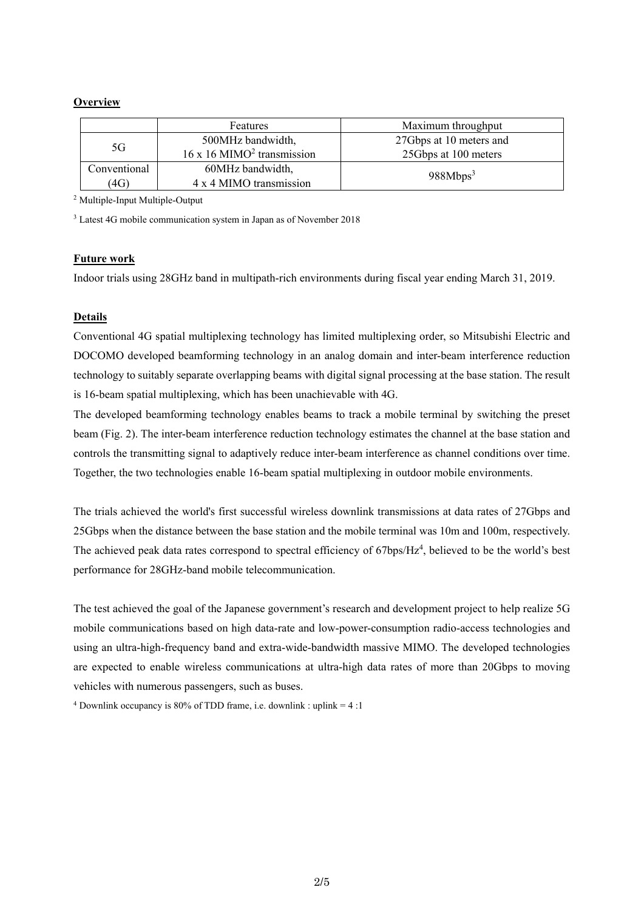**Overview**

| | Features | Maximum throughput |
|---|---|---|
| 5G | 500MHz bandwidth, 16 x 16 MIMO[2] transmission | 27Gbps at 10 meters and 25Gbps at 100 meters |
| Conventional (4G) | 60MHz bandwidth, 4 x 4 MIMO transmission | 988Mbps[3] |

[2] Multiple-Input Multiple-Output

[3] Latest 4G mobile communication system in Japan as of November 2018

**Future work**

Indoor trials using 28GHz band in multipath-rich environments during fiscal year ending March 31, 2019.

**Details**

Conventional 4G spatial multiplexing technology has limited multiplexing order, so Mitsubishi Electric and DOCOMO developed beamforming technology in an analog domain and inter-beam interference reduction technology to suitably separate overlapping beams with digital signal processing at the base station. The result is 16-beam spatial multiplexing, which has been unachievable with 4G.

The developed beamforming technology enables beams to track a mobile terminal by switching the preset beam (Fig. 2). The inter-beam interference reduction technology estimates the channel at the base station and controls the transmitting signal to adaptively reduce inter-beam interference as channel conditions over time. Together, the two technologies enable 16-beam spatial multiplexing in outdoor mobile environments.

The trials achieved the world's first successful wireless downlink transmissions at data rates of 27Gbps and 25Gbps when the distance between the base station and the mobile terminal was 10m and 100m, respectively. The achieved peak data rates correspond to spectral efficiency of 67bps/Hz[4], believed to be the world's best performance for 28GHz-band mobile telecommunication.

The test achieved the goal of the Japanese government's research and development project to help realize 5G mobile communications based on high data-rate and low-power-consumption radio-access technologies and using an ultra-high-frequency band and extra-wide-bandwidth massive MIMO. The developed technologies are expected to enable wireless communications at ultra-high data rates of more than 20Gbps to moving vehicles with numerous passengers, such as buses.

[4] Downlink occupancy is 80% of TDD frame, i.e. downlink : uplink = 4 :1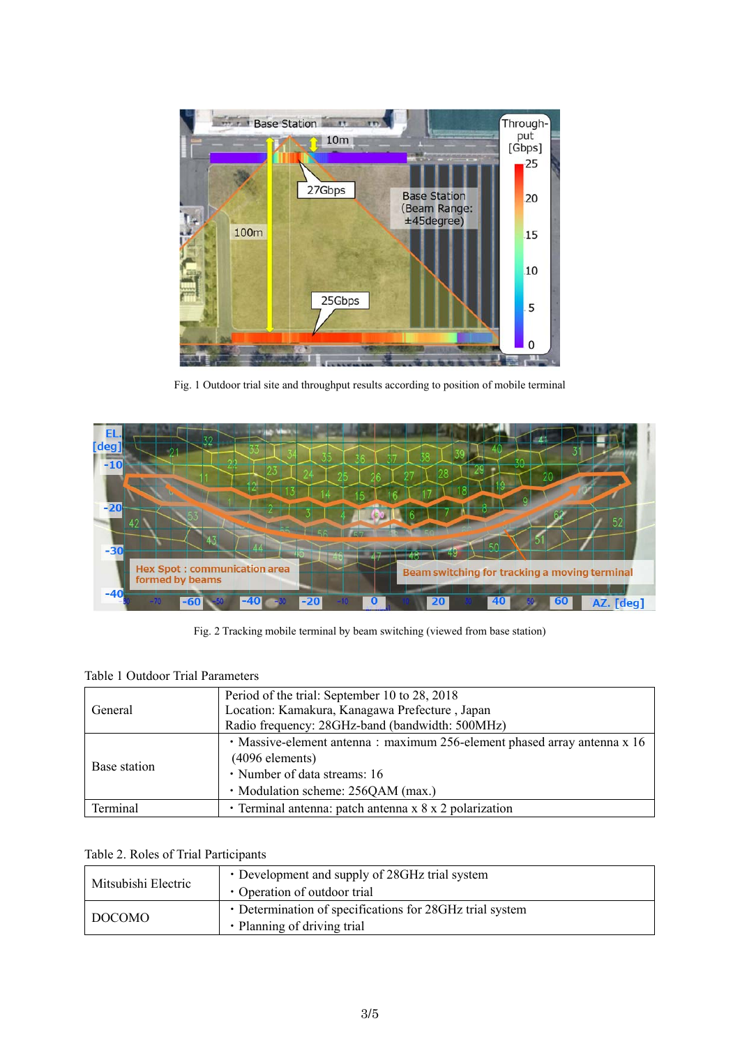Fig. 1 Outdoor trial site and throughput results according to position of mobile terminal

Fig. 2 Tracking mobile terminal by beam switching (viewed from base station)

Table 1 Outdoor Trial Parameters

| | |
|---|---|
| General | Period of the trial: September 10 to 28, 2018<br>Location: Kamakura, Kanagawa Prefecture , Japan<br>Radio frequency: 28GHz-band (bandwidth: 500MHz) |
| Base station | ・Massive-element antenna：maximum 256-element phased array antenna x 16 (4096 elements)<br>・Number of data streams: 16<br>・Modulation scheme: 256QAM (max.) |
| Terminal | ・Terminal antenna: patch antenna x 8 x 2 polarization |

Table 2. Roles of Trial Participants

| | |
|---|---|
| Mitsubishi Electric | ・Development and supply of 28GHz trial system<br>・Operation of outdoor trial |
| DOCOMO | ・Determination of specifications for 28GHz trial system<br>・Planning of driving trial |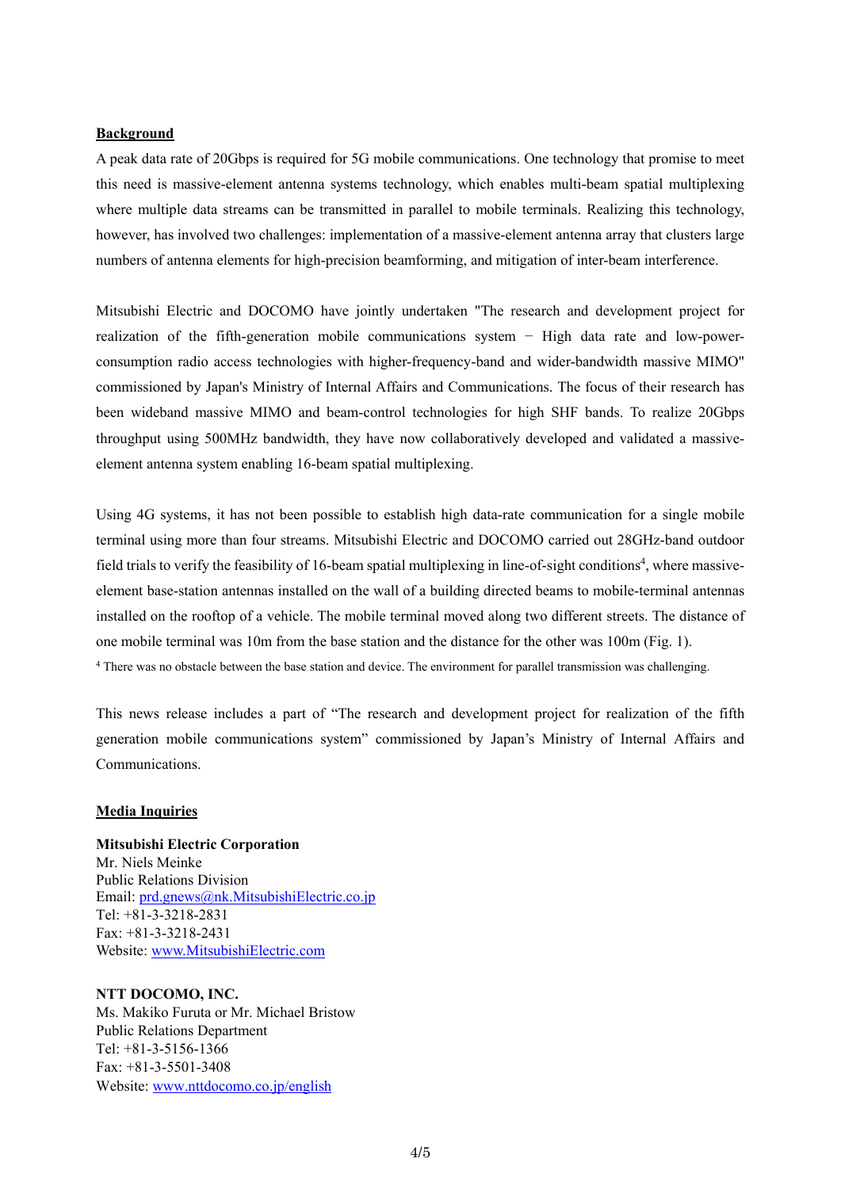**Background**

A peak data rate of 20Gbps is required for 5G mobile communications. One technology that promise to meet this need is massive-element antenna systems technology, which enables multi-beam spatial multiplexing where multiple data streams can be transmitted in parallel to mobile terminals. Realizing this technology, however, has involved two challenges: implementation of a massive-element antenna array that clusters large numbers of antenna elements for high-precision beamforming, and mitigation of inter-beam interference.

Mitsubishi Electric and DOCOMO have jointly undertaken "The research and development project for realization of the fifth-generation mobile communications system − High data rate and low-power-consumption radio access technologies with higher-frequency-band and wider-bandwidth massive MIMO" commissioned by Japan's Ministry of Internal Affairs and Communications. The focus of their research has been wideband massive MIMO and beam-control technologies for high SHF bands. To realize 20Gbps throughput using 500MHz bandwidth, they have now collaboratively developed and validated a massive-element antenna system enabling 16-beam spatial multiplexing.

Using 4G systems, it has not been possible to establish high data-rate communication for a single mobile terminal using more than four streams. Mitsubishi Electric and DOCOMO carried out 28GHz-band outdoor field trials to verify the feasibility of 16-beam spatial multiplexing in line-of-sight conditions[4], where massive-element base-station antennas installed on the wall of a building directed beams to mobile-terminal antennas installed on the rooftop of a vehicle. The mobile terminal moved along two different streets. The distance of one mobile terminal was 10m from the base station and the distance for the other was 100m (Fig. 1).

[4] There was no obstacle between the base station and device. The environment for parallel transmission was challenging.

This news release includes a part of "The research and development project for realization of the fifth generation mobile communications system" commissioned by Japan's Ministry of Internal Affairs and Communications.

**Media Inquiries**

**Mitsubishi Electric Corporation**
Mr. Niels Meinke
Public Relations Division
Email: prd.gnews@nk.MitsubishiElectric.co.jp
Tel: +81-3-3218-2831
Fax: +81-3-3218-2431
Website: www.MitsubishiElectric.com

**NTT DOCOMO, INC.**
Ms. Makiko Furuta or Mr. Michael Bristow
Public Relations Department
Tel: +81-3-5156-1366
Fax: +81-3-5501-3408
Website: www.nttdocomo.co.jp/english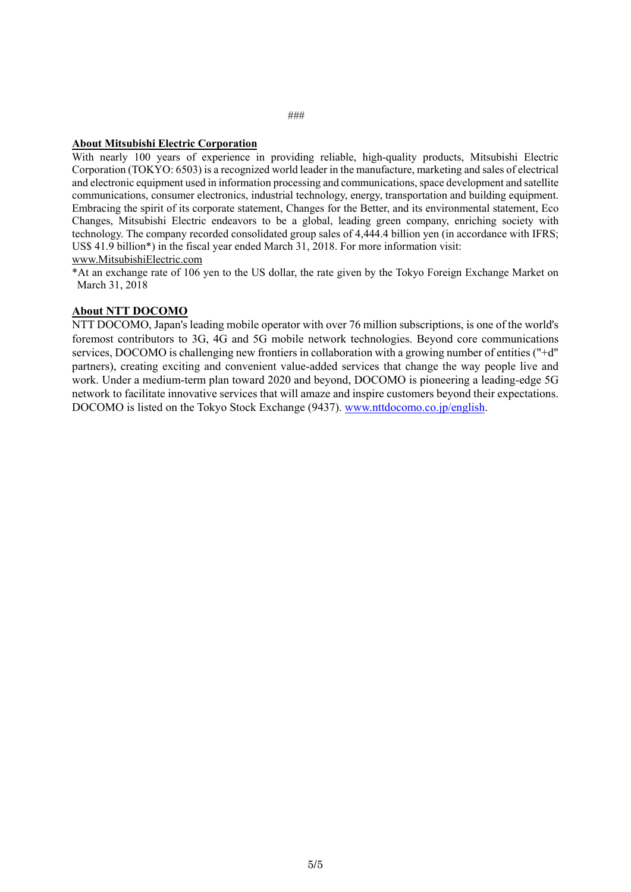###

**About Mitsubishi Electric Corporation**

With nearly 100 years of experience in providing reliable, high-quality products, Mitsubishi Electric Corporation (TOKYO: 6503) is a recognized world leader in the manufacture, marketing and sales of electrical and electronic equipment used in information processing and communications, space development and satellite communications, consumer electronics, industrial technology, energy, transportation and building equipment. Embracing the spirit of its corporate statement, Changes for the Better, and its environmental statement, Eco Changes, Mitsubishi Electric endeavors to be a global, leading green company, enriching society with technology. The company recorded consolidated group sales of 4,444.4 billion yen (in accordance with IFRS; US$ 41.9 billion*) in the fiscal year ended March 31, 2018. For more information visit:
www.MitsubishiElectric.com

*At an exchange rate of 106 yen to the US dollar, the rate given by the Tokyo Foreign Exchange Market on March 31, 2018

**About NTT DOCOMO**

NTT DOCOMO, Japan's leading mobile operator with over 76 million subscriptions, is one of the world's foremost contributors to 3G, 4G and 5G mobile network technologies. Beyond core communications services, DOCOMO is challenging new frontiers in collaboration with a growing number of entities ("+d" partners), creating exciting and convenient value-added services that change the way people live and work. Under a medium-term plan toward 2020 and beyond, DOCOMO is pioneering a leading-edge 5G network to facilitate innovative services that will amaze and inspire customers beyond their expectations. DOCOMO is listed on the Tokyo Stock Exchange (9437). www.nttdocomo.co.jp/english.